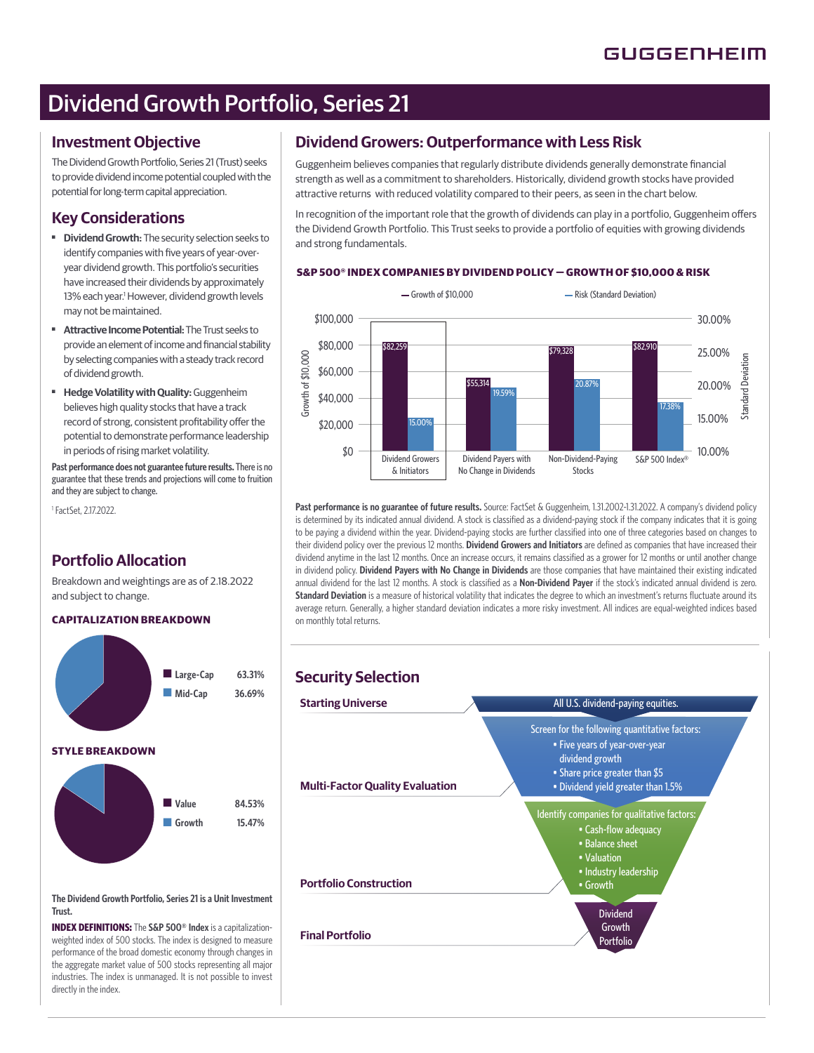# Dividend Growth Portfolio, Series 21

## Investment Objective

The Dividend Growth Portfolio, Series 21 (Trust) seeks to provide dividend income potential coupled with the potential for long-term capital appreciation.

## Key Considerations

- **Dividend Growth:** The security selection seeks to identify companies with five years of year-over-year dividend growth. This portfolio's securities have increased their dividends by approximately 13% each year.[1] However, dividend growth levels may not be maintained.
- **Attractive Income Potential:** The Trust seeks to provide an element of income and financial stability by selecting companies with a steady track record of dividend growth.
- **Hedge Volatility with Quality:** Guggenheim believes high quality stocks that have a track record of strong, consistent profitability offer the potential to demonstrate performance leadership in periods of rising market volatility.

**Past performance does not guarantee future results.** There is no guarantee that these trends and projections will come to fruition and they are subject to change.

[1] FactSet, 2.17.2022.

## Portfolio Allocation

Breakdown and weightings are as of 2.18.2022 and subject to change.

**CAPITALIZATION BREAKDOWN**

| | |
|---|---|
| Large-Cap | 63.31% |
| Mid-Cap | 36.69% |

**STYLE BREAKDOWN**

| | |
|---|---|
| Value | 84.53% |
| Growth | 15.47% |

**The Dividend Growth Portfolio, Series 21 is a Unit Investment Trust.**

**INDEX DEFINITIONS:** The **S&P 500® Index** is a capitalization-weighted index of 500 stocks. The index is designed to measure performance of the broad domestic economy through changes in the aggregate market value of 500 stocks representing all major industries. The index is unmanaged. It is not possible to invest directly in the index.

## Dividend Growers: Outperformance with Less Risk

Guggenheim believes companies that regularly distribute dividends generally demonstrate financial strength as well as a commitment to shareholders. Historically, dividend growth stocks have provided attractive returns with reduced volatility compared to their peers, as seen in the chart below.

In recognition of the important role that the growth of dividends can play in a portfolio, Guggenheim offers the Dividend Growth Portfolio. This Trust seeks to provide a portfolio of equities with growing dividends and strong fundamentals.

**S&P 500® INDEX COMPANIES BY DIVIDEND POLICY — GROWTH OF $10,000 & RISK**

| | Growth of $10,000 | Risk (Standard Deviation) |
|---|---|---|
| Dividend Growers & Initiators | $82,259 | 15.00% |
| Dividend Payers with No Change in Dividends | $55,314 | 19.59% |
| Non-Dividend-Paying Stocks | $79,328 | 20.87% |
| S&P 500 Index® | $82,910 | 17.38% |

**Past performance is no guarantee of future results.** Source: FactSet & Guggenheim, 1.31.2002-1.31.2022. A company's dividend policy is determined by its indicated annual dividend. A stock is classified as a dividend-paying stock if the company indicates that it is going to be paying a dividend within the year. Dividend-paying stocks are further classified into one of three categories based on changes to their dividend policy over the previous 12 months. **Dividend Growers and Initiators** are defined as companies that have increased their dividend anytime in the last 12 months. Once an increase occurs, it remains classified as a grower for 12 months or until another change in dividend policy. **Dividend Payers with No Change in Dividends** are those companies that have maintained their existing indicated annual dividend for the last 12 months. A stock is classified as a **Non-Dividend Payer** if the stock's indicated annual dividend is zero. **Standard Deviation** is a measure of historical volatility that indicates the degree to which an investment's returns fluctuate around its average return. Generally, a higher standard deviation indicates a more risky investment. All indices are equal-weighted indices based on monthly total returns.

## Security Selection

**Starting Universe**
All U.S. dividend-paying equities.

**Multi-Factor Quality Evaluation**
Screen for the following quantitative factors:
- Five years of year-over-year dividend growth
- Share price greater than $5
- Dividend yield greater than 1.5%

**Portfolio Construction**
Identify companies for qualitative factors:
- Cash-flow adequacy
- Balance sheet
- Valuation
- Industry leadership
- Growth

**Final Portfolio**
Dividend Growth Portfolio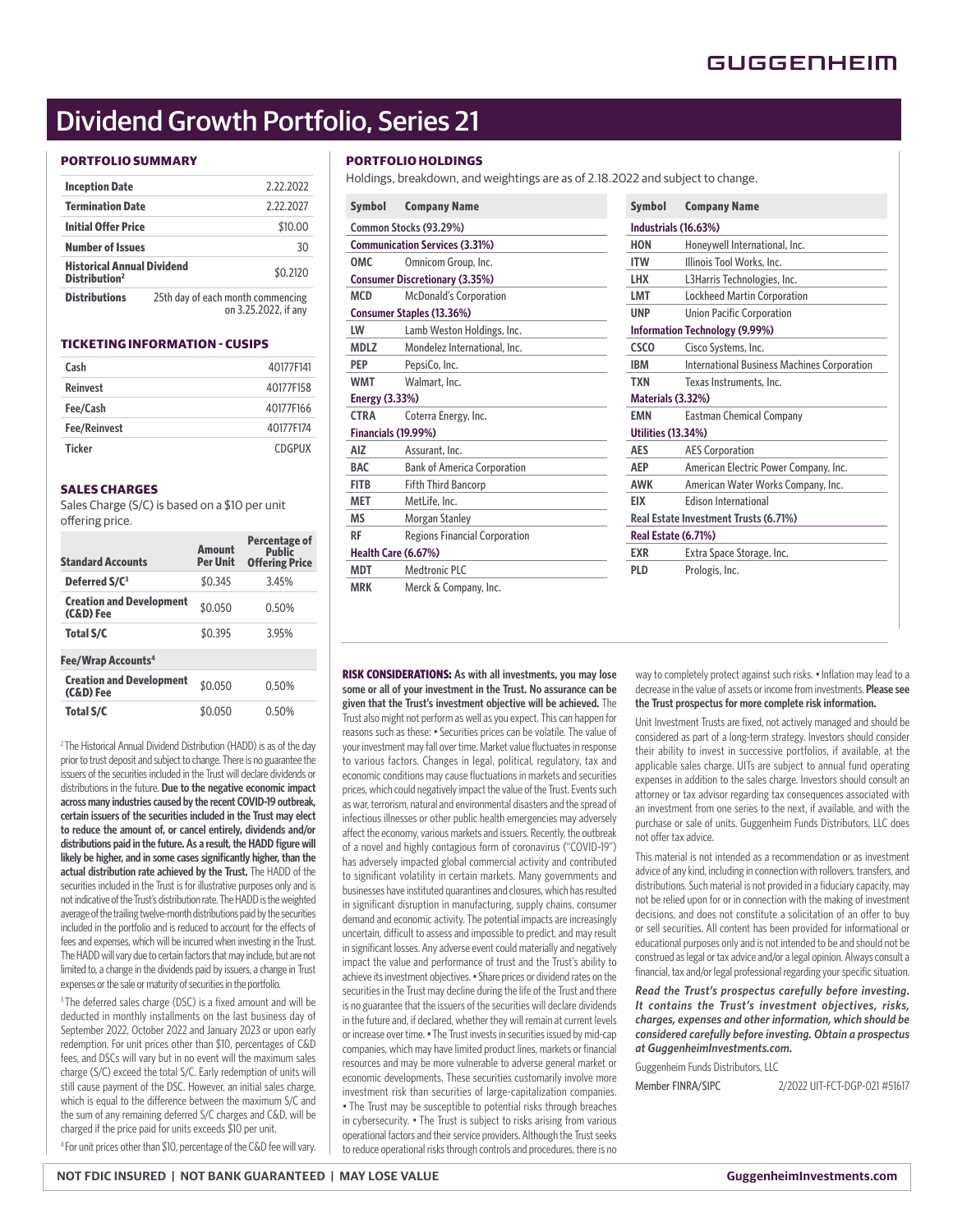GUGGENHEIM

# Dividend Growth Portfolio, Series 21

## PORTFOLIO SUMMARY

| | |
|---|---|
| **Inception Date** | 2.22.2022 |
| **Termination Date** | 2.22.2027 |
| **Initial Offer Price** | $10.00 |
| **Number of Issues** | 30 |
| **Historical Annual Dividend Distribution**[2] | $0.2120 |
| **Distributions** | 25th day of each month commencing on 3.25.2022, if any |

## TICKETING INFORMATION - CUSIPS

| | |
|---|---|
| Cash | 40177F141 |
| Reinvest | 40177F158 |
| Fee/Cash | 40177F166 |
| Fee/Reinvest | 40177F174 |
| Ticker | CDGPUX |

## SALES CHARGES

Sales Charge (S/C) is based on a $10 per unit offering price.

| Standard Accounts | Amount Per Unit | Percentage of Public Offering Price |
|---|---|---|
| Deferred S/C[3] | $0.345 | 3.45% |
| Creation and Development (C&D) Fee | $0.050 | 0.50% |
| Total S/C | $0.395 | 3.95% |
| **Fee/Wrap Accounts**[4] | | |
| Creation and Development (C&D) Fee | $0.050 | 0.50% |
| Total S/C | $0.050 | 0.50% |

[2] The Historical Annual Dividend Distribution (HADD) is as of the day prior to trust deposit and subject to change. There is no guarantee the issuers of the securities included in the Trust will declare dividends or distributions in the future. **Due to the negative economic impact across many industries caused by the recent COVID-19 outbreak, certain issuers of the securities included in the Trust may elect to reduce the amount of, or cancel entirely, dividends and/or distributions paid in the future. As a result, the HADD figure will likely be higher, and in some cases significantly higher, than the actual distribution rate achieved by the Trust.** The HADD of the securities included in the Trust is for illustrative purposes only and is not indicative of the Trust's distribution rate. The HADD is the weighted average of the trailing twelve-month distributions paid by the securities included in the portfolio and is reduced to account for the effects of fees and expenses, which will be incurred when investing in the Trust. The HADD will vary due to certain factors that may include, but are not limited to, a change in the dividends paid by issuers, a change in Trust expenses or the sale or maturity of securities in the portfolio.

[3] The deferred sales charge (DSC) is a fixed amount and will be deducted in monthly installments on the last business day of September 2022, October 2022 and January 2023 or upon early redemption. For unit prices other than $10, percentages of C&D fees, and DSCs will vary but in no event will the maximum sales charge (S/C) exceed the total S/C. Early redemption of units will still cause payment of the DSC. However, an initial sales charge, which is equal to the difference between the maximum S/C and the sum of any remaining deferred S/C charges and C&D, will be charged if the price paid for units exceeds $10 per unit.

[4] For unit prices other than $10, percentage of the C&D fee will vary.

## PORTFOLIO HOLDINGS

Holdings, breakdown, and weightings are as of 2.18.2022 and subject to change.

| Symbol | Company Name |
|---|---|
| **Common Stocks (93.29%)** | |
| **Communication Services (3.31%)** | |
| OMC | Omnicom Group, Inc. |
| **Consumer Discretionary (3.35%)** | |
| MCD | McDonald's Corporation |
| **Consumer Staples (13.36%)** | |
| LW | Lamb Weston Holdings, Inc. |
| MDLZ | Mondelez International, Inc. |
| PEP | PepsiCo, Inc. |
| WMT | Walmart, Inc. |
| **Energy (3.33%)** | |
| CTRA | Coterra Energy, Inc. |
| **Financials (19.99%)** | |
| AIZ | Assurant, Inc. |
| BAC | Bank of America Corporation |
| FITB | Fifth Third Bancorp |
| MET | MetLife, Inc. |
| MS | Morgan Stanley |
| RF | Regions Financial Corporation |
| **Health Care (6.67%)** | |
| MDT | Medtronic PLC |
| MRK | Merck & Company, Inc. |
| **Industrials (16.63%)** | |
| HON | Honeywell International, Inc. |
| ITW | Illinois Tool Works, Inc. |
| LHX | L3Harris Technologies, Inc. |
| LMT | Lockheed Martin Corporation |
| UNP | Union Pacific Corporation |
| **Information Technology (9.99%)** | |
| CSCO | Cisco Systems, Inc. |
| IBM | International Business Machines Corporation |
| TXN | Texas Instruments, Inc. |
| **Materials (3.32%)** | |
| EMN | Eastman Chemical Company |
| **Utilities (13.34%)** | |
| AES | AES Corporation |
| AEP | American Electric Power Company, Inc. |
| AWK | American Water Works Company, Inc. |
| EIX | Edison International |
| **Real Estate Investment Trusts (6.71%)** | |
| **Real Estate (6.71%)** | |
| EXR | Extra Space Storage, Inc. |
| PLD | Prologis, Inc. |

**RISK CONSIDERATIONS: As with all investments, you may lose some or all of your investment in the Trust. No assurance can be given that the Trust's investment objective will be achieved.** The Trust also might not perform as well as you expect. This can happen for reasons such as these: • Securities prices can be volatile. The value of your investment may fall over time. Market value fluctuates in response to various factors. Changes in legal, political, regulatory, tax and economic conditions may cause fluctuations in markets and securities prices, which could negatively impact the value of the Trust. Events such as war, terrorism, natural and environmental disasters and the spread of infectious illnesses or other public health emergencies may adversely affect the economy, various markets and issuers. Recently, the outbreak of a novel and highly contagious form of coronavirus ("COVID-19") has adversely impacted global commercial activity and contributed to significant volatility in certain markets. Many governments and businesses have instituted quarantines and closures, which has resulted in significant disruption in manufacturing, supply chains, consumer demand and economic activity. The potential impacts are increasingly uncertain, difficult to assess and impossible to predict, and may result in significant losses. Any adverse event could materially and negatively impact the value and performance of trust and the Trust's ability to achieve its investment objectives. • Share prices or dividend rates on the securities in the Trust may decline during the life of the Trust and there is no guarantee that the issuers of the securities will declare dividends in the future and, if declared, whether they will remain at current levels or increase over time. • The Trust invests in securities issued by mid-cap companies, which may have limited product lines, markets or financial resources and may be more vulnerable to adverse general market or economic developments. These securities customarily involve more investment risk than securities of large-capitalization companies. • The Trust may be susceptible to potential risks through breaches in cybersecurity. • The Trust is subject to risks arising from various operational factors and their service providers. Although the Trust seeks to reduce operational risks through controls and procedures, there is no way to completely protect against such risks. • Inflation may lead to a decrease in the value of assets or income from investments. **Please see the Trust prospectus for more complete risk information.**

Unit Investment Trusts are fixed, not actively managed and should be considered as part of a long-term strategy. Investors should consider their ability to invest in successive portfolios, if available, at the applicable sales charge. UITs are subject to annual fund operating expenses in addition to the sales charge. Investors should consult an attorney or tax advisor regarding tax consequences associated with an investment from one series to the next, if available, and with the purchase or sale of units. Guggenheim Funds Distributors, LLC does not offer tax advice.

This material is not intended as a recommendation or as investment advice of any kind, including in connection with rollovers, transfers, and distributions. Such material is not provided in a fiduciary capacity, may not be relied upon for or in connection with the making of investment decisions, and does not constitute a solicitation of an offer to buy or sell securities. All content has been provided for informational or educational purposes only and is not intended to be and should not be construed as legal or tax advice and/or a legal opinion. Always consult a financial, tax and/or legal professional regarding your specific situation.

***Read the Trust's prospectus carefully before investing. It contains the Trust's investment objectives, risks, charges, expenses and other information, which should be considered carefully before investing. Obtain a prospectus at GuggenheimInvestments.com.***

Guggenheim Funds Distributors, LLC

Member FINRA/SIPC 2/2022 UIT-FCT-DGP-021 #51617

**NOT FDIC INSURED | NOT BANK GUARANTEED | MAY LOSE VALUE**

**GuggenheimInvestments.com**